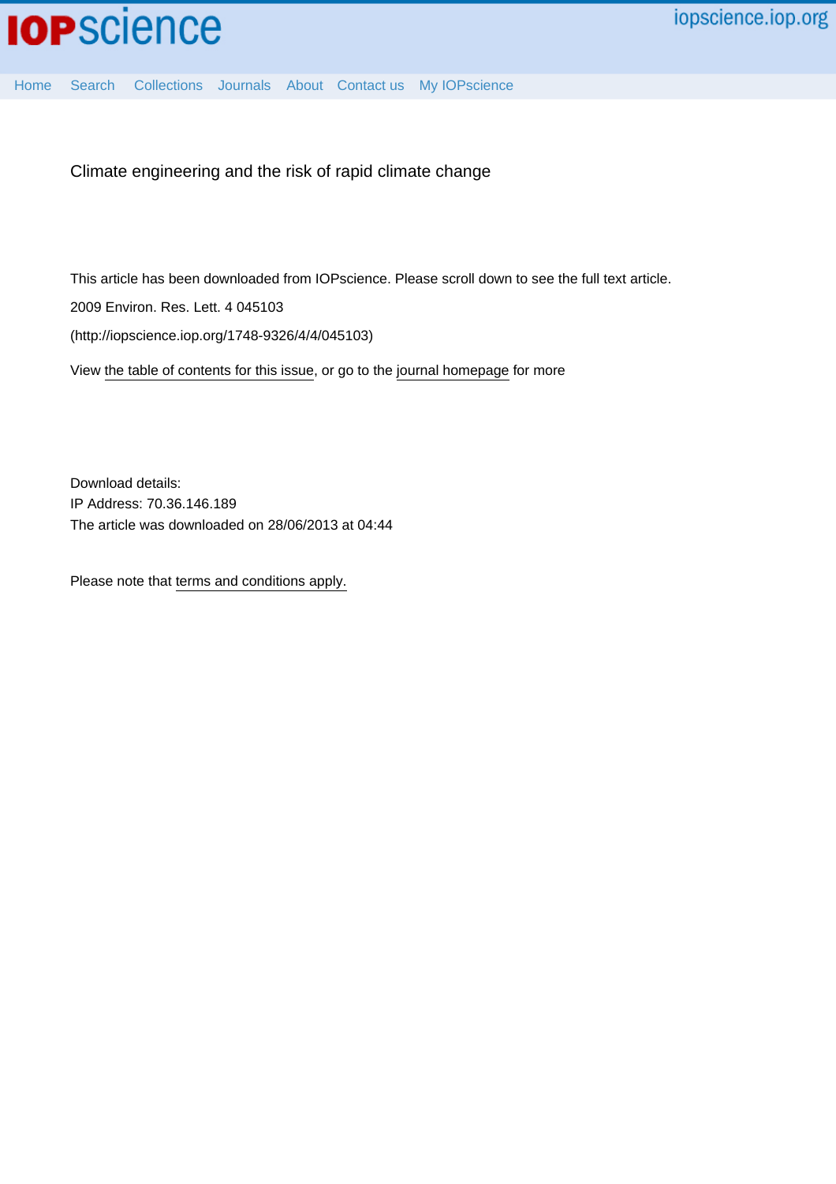# Climate engineering and the risk of rapid climate change

This article has been downloaded from IOPscience. Please scroll down to see the full text article.

2009 Environ. Res. Lett. 4 045103

(http://iopscience.iop.org/1748-9326/4/4/045103)

View the table of contents for this issue, or go to the journal homepage for more

Download details:
IP Address: 70.36.146.189
The article was downloaded on 28/06/2013 at 04:44

Please note that terms and conditions apply.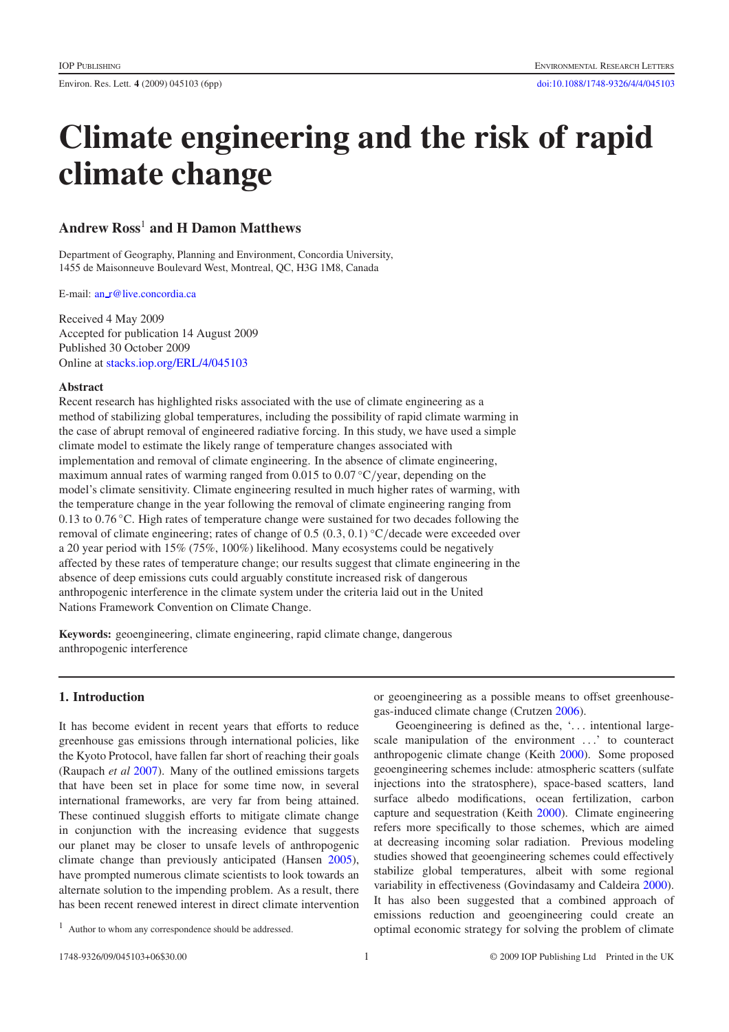# Climate engineering and the risk of rapid climate change

## Andrew Ross[1] and H Damon Matthews

Department of Geography, Planning and Environment, Concordia University,
1455 de Maisonneuve Boulevard West, Montreal, QC, H3G 1M8, Canada

E-mail: an_r@live.concordia.ca

Received 4 May 2009
Accepted for publication 14 August 2009
Published 30 October 2009
Online at stacks.iop.org/ERL/4/045103

### Abstract

Recent research has highlighted risks associated with the use of climate engineering as a method of stabilizing global temperatures, including the possibility of rapid climate warming in the case of abrupt removal of engineered radiative forcing. In this study, we have used a simple climate model to estimate the likely range of temperature changes associated with implementation and removal of climate engineering. In the absence of climate engineering, maximum annual rates of warming ranged from 0.015 to 0.07 °C/year, depending on the model's climate sensitivity. Climate engineering resulted in much higher rates of warming, with the temperature change in the year following the removal of climate engineering ranging from 0.13 to 0.76 °C. High rates of temperature change were sustained for two decades following the removal of climate engineering; rates of change of 0.5 (0.3, 0.1) °C/decade were exceeded over a 20 year period with 15% (75%, 100%) likelihood. Many ecosystems could be negatively affected by these rates of temperature change; our results suggest that climate engineering in the absence of deep emissions cuts could arguably constitute increased risk of dangerous anthropogenic interference in the climate system under the criteria laid out in the United Nations Framework Convention on Climate Change.

**Keywords:** geoengineering, climate engineering, rapid climate change, dangerous anthropogenic interference

## 1. Introduction

It has become evident in recent years that efforts to reduce greenhouse gas emissions through international policies, like the Kyoto Protocol, have fallen far short of reaching their goals (Raupach *et al* 2007). Many of the outlined emissions targets that have been set in place for some time now, in several international frameworks, are very far from being attained. These continued sluggish efforts to mitigate climate change in conjunction with the increasing evidence that suggests our planet may be closer to unsafe levels of anthropogenic climate change than previously anticipated (Hansen 2005), have prompted numerous climate scientists to look towards an alternate solution to the impending problem. As a result, there has been recent renewed interest in direct climate intervention or geoengineering as a possible means to offset greenhouse-gas-induced climate change (Crutzen 2006).

Geoengineering is defined as the, '... intentional large-scale manipulation of the environment ...' to counteract anthropogenic climate change (Keith 2000). Some proposed geoengineering schemes include: atmospheric scatters (sulfate injections into the stratosphere), space-based scatters, land surface albedo modifications, ocean fertilization, carbon capture and sequestration (Keith 2000). Climate engineering refers more specifically to those schemes, which are aimed at decreasing incoming solar radiation. Previous modeling studies showed that geoengineering schemes could effectively stabilize global temperatures, albeit with some regional variability in effectiveness (Govindasamy and Caldeira 2000). It has also been suggested that a combined approach of emissions reduction and geoengineering could create an optimal economic strategy for solving the problem of climate

[1] Author to whom any correspondence should be addressed.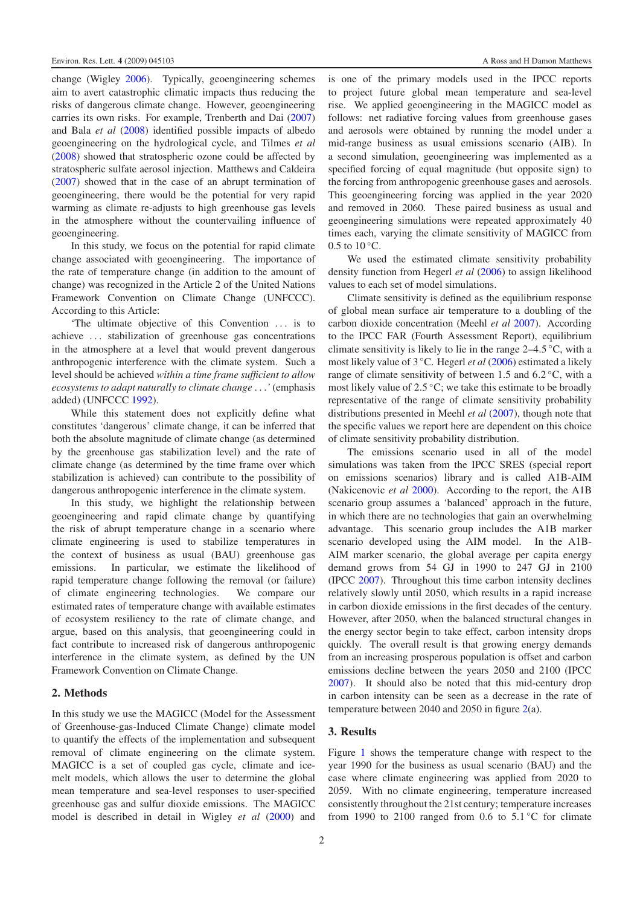change (Wigley 2006). Typically, geoengineering schemes aim to avert catastrophic climatic impacts thus reducing the risks of dangerous climate change. However, geoengineering carries its own risks. For example, Trenberth and Dai (2007) and Bala *et al* (2008) identified possible impacts of albedo geoengineering on the hydrological cycle, and Tilmes *et al* (2008) showed that stratospheric ozone could be affected by stratospheric sulfate aerosol injection. Matthews and Caldeira (2007) showed that in the case of an abrupt termination of geoengineering, there would be the potential for very rapid warming as climate re-adjusts to high greenhouse gas levels in the atmosphere without the countervailing influence of geoengineering.

In this study, we focus on the potential for rapid climate change associated with geoengineering. The importance of the rate of temperature change (in addition to the amount of change) was recognized in the Article 2 of the United Nations Framework Convention on Climate Change (UNFCCC). According to this Article:

'The ultimate objective of this Convention ... is to achieve ... stabilization of greenhouse gas concentrations in the atmosphere at a level that would prevent dangerous anthropogenic interference with the climate system. Such a level should be achieved *within a time frame sufficient to allow ecosystems to adapt naturally to climate change* ...' (emphasis added) (UNFCCC 1992).

While this statement does not explicitly define what constitutes 'dangerous' climate change, it can be inferred that both the absolute magnitude of climate change (as determined by the greenhouse gas stabilization level) and the rate of climate change (as determined by the time frame over which stabilization is achieved) can contribute to the possibility of dangerous anthropogenic interference in the climate system.

In this study, we highlight the relationship between geoengineering and rapid climate change by quantifying the risk of abrupt temperature change in a scenario where climate engineering is used to stabilize temperatures in the context of business as usual (BAU) greenhouse gas emissions. In particular, we estimate the likelihood of rapid temperature change following the removal (or failure) of climate engineering technologies. We compare our estimated rates of temperature change with available estimates of ecosystem resiliency to the rate of climate change, and argue, based on this analysis, that geoengineering could in fact contribute to increased risk of dangerous anthropogenic interference in the climate system, as defined by the UN Framework Convention on Climate Change.

## 2. Methods

In this study we use the MAGICC (Model for the Assessment of Greenhouse-gas-Induced Climate Change) climate model to quantify the effects of the implementation and subsequent removal of climate engineering on the climate system. MAGICC is a set of coupled gas cycle, climate and ice-melt models, which allows the user to determine the global mean temperature and sea-level responses to user-specified greenhouse gas and sulfur dioxide emissions. The MAGICC model is described in detail in Wigley *et al* (2000) and is one of the primary models used in the IPCC reports to project future global mean temperature and sea-level rise. We applied geoengineering in the MAGICC model as follows: net radiative forcing values from greenhouse gases and aerosols were obtained by running the model under a mid-range business as usual emissions scenario (AIB). In a second simulation, geoengineering was implemented as a specified forcing of equal magnitude (but opposite sign) to the forcing from anthropogenic greenhouse gases and aerosols. This geoengineering forcing was applied in the year 2020 and removed in 2060. These paired business as usual and geoengineering simulations were repeated approximately 40 times each, varying the climate sensitivity of MAGICC from 0.5 to 10 °C.

We used the estimated climate sensitivity probability density function from Hegerl *et al* (2006) to assign likelihood values to each set of model simulations.

Climate sensitivity is defined as the equilibrium response of global mean surface air temperature to a doubling of the carbon dioxide concentration (Meehl *et al* 2007). According to the IPCC FAR (Fourth Assessment Report), equilibrium climate sensitivity is likely to lie in the range 2–4.5 °C, with a most likely value of 3 °C. Hegerl *et al* (2006) estimated a likely range of climate sensitivity of between 1.5 and 6.2 °C, with a most likely value of 2.5 °C; we take this estimate to be broadly representative of the range of climate sensitivity probability distributions presented in Meehl *et al* (2007), though note that the specific values we report here are dependent on this choice of climate sensitivity probability distribution.

The emissions scenario used in all of the model simulations was taken from the IPCC SRES (special report on emissions scenarios) library and is called A1B-AIM (Nakicenovic *et al* 2000). According to the report, the A1B scenario group assumes a 'balanced' approach in the future, in which there are no technologies that gain an overwhelming advantage. This scenario group includes the A1B marker scenario developed using the AIM model. In the A1B-AIM marker scenario, the global average per capita energy demand grows from 54 GJ in 1990 to 247 GJ in 2100 (IPCC 2007). Throughout this time carbon intensity declines relatively slowly until 2050, which results in a rapid increase in carbon dioxide emissions in the first decades of the century. However, after 2050, when the balanced structural changes in the energy sector begin to take effect, carbon intensity drops quickly. The overall result is that growing energy demands from an increasing prosperous population is offset and carbon emissions decline between the years 2050 and 2100 (IPCC 2007). It should also be noted that this mid-century drop in carbon intensity can be seen as a decrease in the rate of temperature between 2040 and 2050 in figure 2(a).

## 3. Results

Figure 1 shows the temperature change with respect to the year 1990 for the business as usual scenario (BAU) and the case where climate engineering was applied from 2020 to 2059. With no climate engineering, temperature increased consistently throughout the 21st century; temperature increases from 1990 to 2100 ranged from 0.6 to 5.1 °C for climate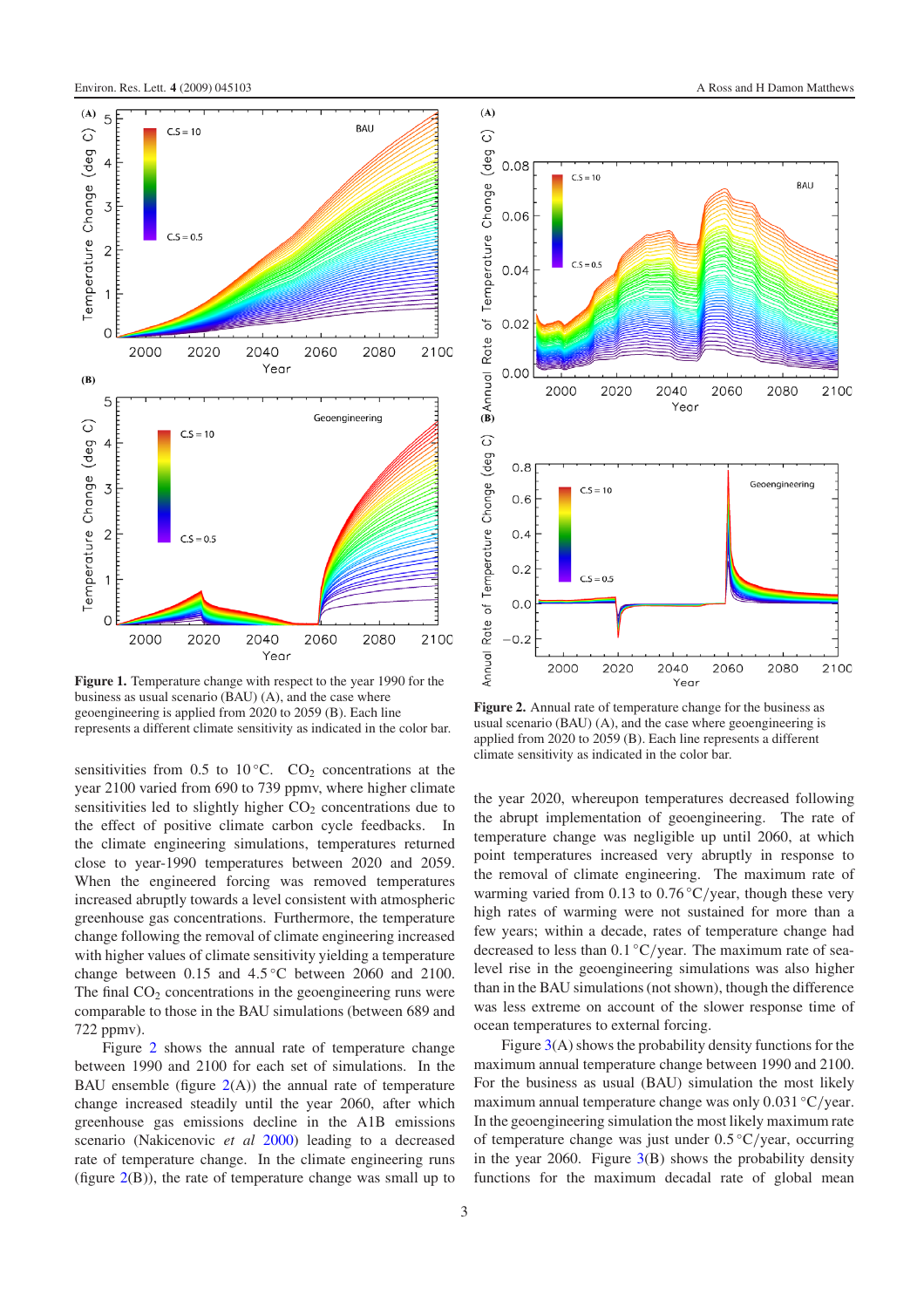**Figure 1.** Temperature change with respect to the year 1990 for the business as usual scenario (BAU) (A), and the case where geoengineering is applied from 2020 to 2059 (B). Each line represents a different climate sensitivity as indicated in the color bar.

**Figure 2.** Annual rate of temperature change for the business as usual scenario (BAU) (A), and the case where geoengineering is applied from 2020 to 2059 (B). Each line represents a different climate sensitivity as indicated in the color bar.

sensitivities from 0.5 to 10 °C. $CO_2$ concentrations at the year 2100 varied from 690 to 739 ppmv, where higher climate sensitivities led to slightly higher $CO_2$ concentrations due to the effect of positive climate carbon cycle feedbacks. In the climate engineering simulations, temperatures returned close to year-1990 temperatures between 2020 and 2059. When the engineered forcing was removed temperatures increased abruptly towards a level consistent with atmospheric greenhouse gas concentrations. Furthermore, the temperature change following the removal of climate engineering increased with higher values of climate sensitivity yielding a temperature change between 0.15 and 4.5 °C between 2060 and 2100. The final $CO_2$ concentrations in the geoengineering runs were comparable to those in the BAU simulations (between 689 and 722 ppmv).

Figure 2 shows the annual rate of temperature change between 1990 and 2100 for each set of simulations. In the BAU ensemble (figure 2(A)) the annual rate of temperature change increased steadily until the year 2060, after which greenhouse gas emissions decline in the A1B emissions scenario (Nakicenovic *et al* 2000) leading to a decreased rate of temperature change. In the climate engineering runs (figure 2(B)), the rate of temperature change was small up to the year 2020, whereupon temperatures decreased following the abrupt implementation of geoengineering. The rate of temperature change was negligible up until 2060, at which point temperatures increased very abruptly in response to the removal of climate engineering. The maximum rate of warming varied from 0.13 to 0.76 °C/year, though these very high rates of warming were not sustained for more than a few years; within a decade, rates of temperature change had decreased to less than 0.1 °C/year. The maximum rate of sea-level rise in the geoengineering simulations was also higher than in the BAU simulations (not shown), though the difference was less extreme on account of the slower response time of ocean temperatures to external forcing.

Figure 3(A) shows the probability density functions for the maximum annual temperature change between 1990 and 2100. For the business as usual (BAU) simulation the most likely maximum annual temperature change was only 0.031 °C/year. In the geoengineering simulation the most likely maximum rate of temperature change was just under 0.5 °C/year, occurring in the year 2060. Figure 3(B) shows the probability density functions for the maximum decadal rate of global mean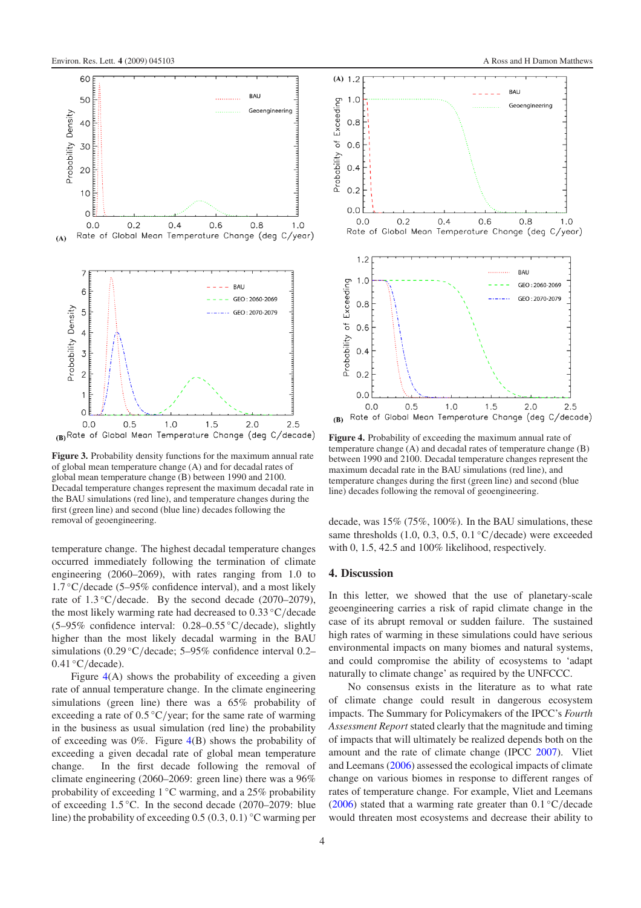**Figure 3.** Probability density functions for the maximum annual rate of global mean temperature change (A) and for decadal rates of global mean temperature change (B) between 1990 and 2100. Decadal temperature changes represent the maximum decadal rate in the BAU simulations (red line), and temperature changes during the first (green line) and second (blue line) decades following the removal of geoengineering.

temperature change. The highest decadal temperature changes occurred immediately following the termination of climate engineering (2060–2069), with rates ranging from 1.0 to 1.7 °C/decade (5–95% confidence interval), and a most likely rate of 1.3 °C/decade. By the second decade (2070–2079), the most likely warming rate had decreased to 0.33 °C/decade (5–95% confidence interval: 0.28–0.55 °C/decade), slightly higher than the most likely decadal warming in the BAU simulations (0.29 °C/decade; 5–95% confidence interval 0.2–0.41 °C/decade).

Figure 4(A) shows the probability of exceeding a given rate of annual temperature change. In the climate engineering simulations (green line) there was a 65% probability of exceeding a rate of 0.5 °C/year; for the same rate of warming in the business as usual simulation (red line) the probability of exceeding was 0%. Figure 4(B) shows the probability of exceeding a given decadal rate of global mean temperature change. In the first decade following the removal of climate engineering (2060–2069: green line) there was a 96% probability of exceeding 1 °C warming, and a 25% probability of exceeding 1.5 °C. In the second decade (2070–2079: blue line) the probability of exceeding 0.5 (0.3, 0.1) °C warming per decade, was 15% (75%, 100%). In the BAU simulations, these same thresholds (1.0, 0.3, 0.5, 0.1 °C/decade) were exceeded with 0, 1.5, 42.5 and 100% likelihood, respectively.

**Figure 4.** Probability of exceeding the maximum annual rate of temperature change (A) and decadal rates of temperature change (B) between 1990 and 2100. Decadal temperature changes represent the maximum decadal rate in the BAU simulations (red line), and temperature changes during the first (green line) and second (blue line) decades following the removal of geoengineering.

## 4. Discussion

In this letter, we showed that the use of planetary-scale geoengineering carries a risk of rapid climate change in the case of its abrupt removal or sudden failure. The sustained high rates of warming in these simulations could have serious environmental impacts on many biomes and natural systems, and could compromise the ability of ecosystems to 'adapt naturally to climate change' as required by the UNFCCC.

No consensus exists in the literature as to what rate of climate change could result in dangerous ecosystem impacts. The Summary for Policymakers of the IPCC's *Fourth Assessment Report* stated clearly that the magnitude and timing of impacts that will ultimately be realized depends both on the amount and the rate of climate change (IPCC 2007). Vliet and Leemans (2006) assessed the ecological impacts of climate change on various biomes in response to different ranges of rates of temperature change. For example, Vliet and Leemans (2006) stated that a warming rate greater than 0.1 °C/decade would threaten most ecosystems and decrease their ability to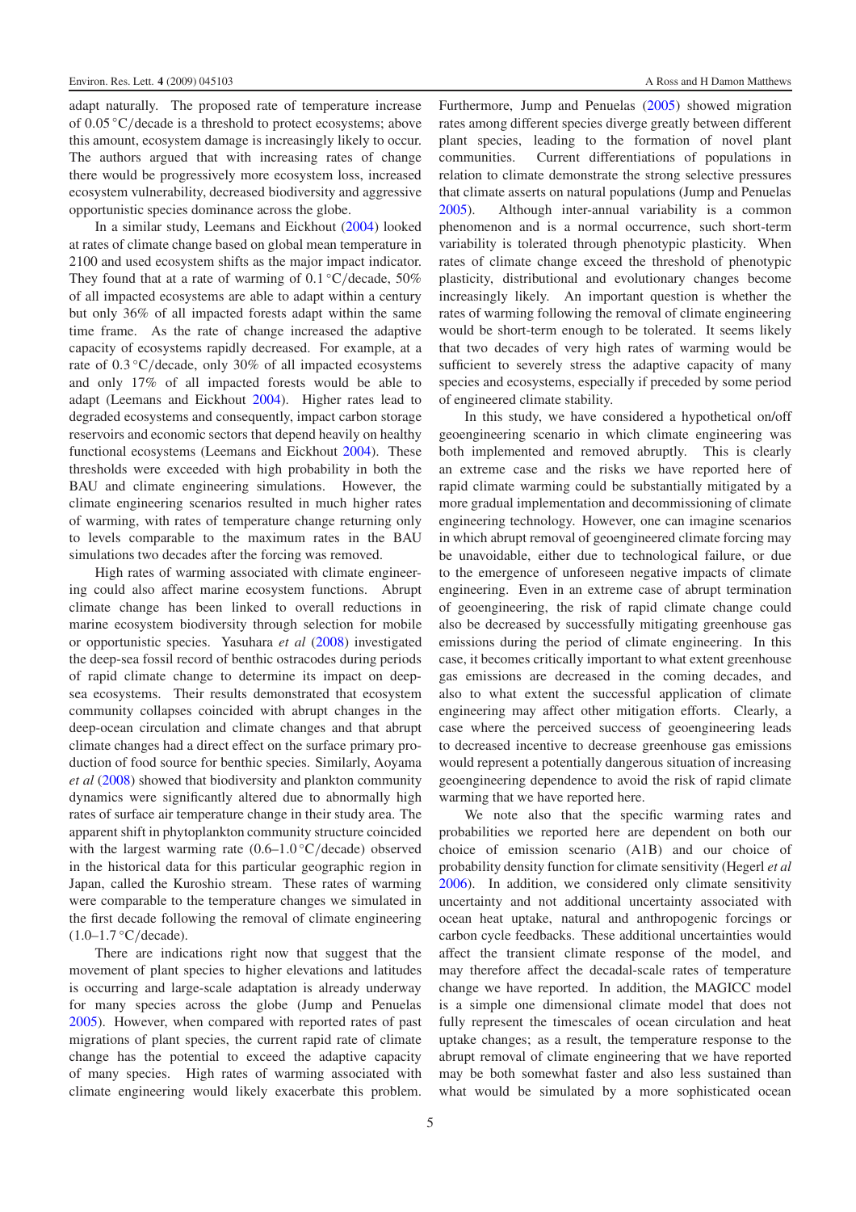adapt naturally. The proposed rate of temperature increase of 0.05 °C/decade is a threshold to protect ecosystems; above this amount, ecosystem damage is increasingly likely to occur. The authors argued that with increasing rates of change there would be progressively more ecosystem loss, increased ecosystem vulnerability, decreased biodiversity and aggressive opportunistic species dominance across the globe.

In a similar study, Leemans and Eickhout (2004) looked at rates of climate change based on global mean temperature in 2100 and used ecosystem shifts as the major impact indicator. They found that at a rate of warming of 0.1 °C/decade, 50% of all impacted ecosystems are able to adapt within a century but only 36% of all impacted forests adapt within the same time frame. As the rate of change increased the adaptive capacity of ecosystems rapidly decreased. For example, at a rate of 0.3 °C/decade, only 30% of all impacted ecosystems and only 17% of all impacted forests would be able to adapt (Leemans and Eickhout 2004). Higher rates lead to degraded ecosystems and consequently, impact carbon storage reservoirs and economic sectors that depend heavily on healthy functional ecosystems (Leemans and Eickhout 2004). These thresholds were exceeded with high probability in both the BAU and climate engineering simulations. However, the climate engineering scenarios resulted in much higher rates of warming, with rates of temperature change returning only to levels comparable to the maximum rates in the BAU simulations two decades after the forcing was removed.

High rates of warming associated with climate engineering could also affect marine ecosystem functions. Abrupt climate change has been linked to overall reductions in marine ecosystem biodiversity through selection for mobile or opportunistic species. Yasuhara *et al* (2008) investigated the deep-sea fossil record of benthic ostracodes during periods of rapid climate change to determine its impact on deep-sea ecosystems. Their results demonstrated that ecosystem community collapses coincided with abrupt changes in the deep-ocean circulation and climate changes and that abrupt climate changes had a direct effect on the surface primary production of food source for benthic species. Similarly, Aoyama *et al* (2008) showed that biodiversity and plankton community dynamics were significantly altered due to abnormally high rates of surface air temperature change in their study area. The apparent shift in phytoplankton community structure coincided with the largest warming rate (0.6–1.0 °C/decade) observed in the historical data for this particular geographic region in Japan, called the Kuroshio stream. These rates of warming were comparable to the temperature changes we simulated in the first decade following the removal of climate engineering (1.0–1.7 °C/decade).

There are indications right now that suggest that the movement of plant species to higher elevations and latitudes is occurring and large-scale adaptation is already underway for many species across the globe (Jump and Penuelas 2005). However, when compared with reported rates of past migrations of plant species, the current rapid rate of climate change has the potential to exceed the adaptive capacity of many species. High rates of warming associated with climate engineering would likely exacerbate this problem. Furthermore, Jump and Penuelas (2005) showed migration rates among different species diverge greatly between different plant species, leading to the formation of novel plant communities. Current differentiations of populations in relation to climate demonstrate the strong selective pressures that climate asserts on natural populations (Jump and Penuelas 2005). Although inter-annual variability is a common phenomenon and is a normal occurrence, such short-term variability is tolerated through phenotypic plasticity. When rates of climate change exceed the threshold of phenotypic plasticity, distributional and evolutionary changes become increasingly likely. An important question is whether the rates of warming following the removal of climate engineering would be short-term enough to be tolerated. It seems likely that two decades of very high rates of warming would be sufficient to severely stress the adaptive capacity of many species and ecosystems, especially if preceded by some period of engineered climate stability.

In this study, we have considered a hypothetical on/off geoengineering scenario in which climate engineering was both implemented and removed abruptly. This is clearly an extreme case and the risks we have reported here of rapid climate warming could be substantially mitigated by a more gradual implementation and decommissioning of climate engineering technology. However, one can imagine scenarios in which abrupt removal of geoengineered climate forcing may be unavoidable, either due to technological failure, or due to the emergence of unforeseen negative impacts of climate engineering. Even in an extreme case of abrupt termination of geoengineering, the risk of rapid climate change could also be decreased by successfully mitigating greenhouse gas emissions during the period of climate engineering. In this case, it becomes critically important to what extent greenhouse gas emissions are decreased in the coming decades, and also to what extent the successful application of climate engineering may affect other mitigation efforts. Clearly, a case where the perceived success of geoengineering leads to decreased incentive to decrease greenhouse gas emissions would represent a potentially dangerous situation of increasing geoengineering dependence to avoid the risk of rapid climate warming that we have reported here.

We note also that the specific warming rates and probabilities we reported here are dependent on both our choice of emission scenario (A1B) and our choice of probability density function for climate sensitivity (Hegerl *et al* 2006). In addition, we considered only climate sensitivity uncertainty and not additional uncertainty associated with ocean heat uptake, natural and anthropogenic forcings or carbon cycle feedbacks. These additional uncertainties would affect the transient climate response of the model, and may therefore affect the decadal-scale rates of temperature change we have reported. In addition, the MAGICC model is a simple one dimensional climate model that does not fully represent the timescales of ocean circulation and heat uptake changes; as a result, the temperature response to the abrupt removal of climate engineering that we have reported may be both somewhat faster and also less sustained than what would be simulated by a more sophisticated ocean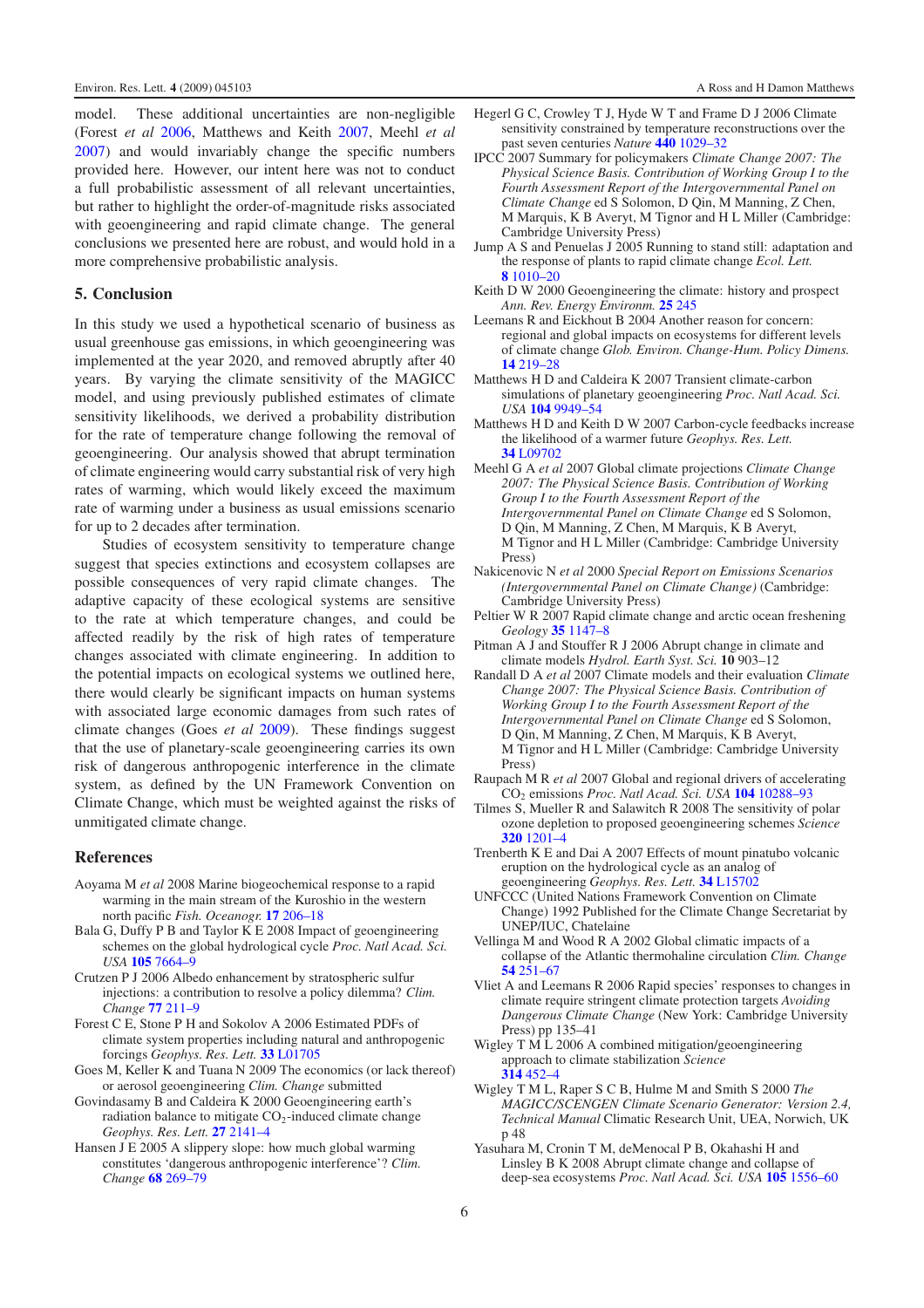model. These additional uncertainties are non-negligible (Forest *et al* 2006, Matthews and Keith 2007, Meehl *et al* 2007) and would invariably change the specific numbers provided here. However, our intent here was not to conduct a full probabilistic assessment of all relevant uncertainties, but rather to highlight the order-of-magnitude risks associated with geoengineering and rapid climate change. The general conclusions we presented here are robust, and would hold in a more comprehensive probabilistic analysis.

## 5. Conclusion

In this study we used a hypothetical scenario of business as usual greenhouse gas emissions, in which geoengineering was implemented at the year 2020, and removed abruptly after 40 years. By varying the climate sensitivity of the MAGICC model, and using previously published estimates of climate sensitivity likelihoods, we derived a probability distribution for the rate of temperature change following the removal of geoengineering. Our analysis showed that abrupt termination of climate engineering would carry substantial risk of very high rates of warming, which would likely exceed the maximum rate of warming under a business as usual emissions scenario for up to 2 decades after termination.

Studies of ecosystem sensitivity to temperature change suggest that species extinctions and ecosystem collapses are possible consequences of very rapid climate changes. The adaptive capacity of these ecological systems are sensitive to the rate at which temperature changes, and could be affected readily by the risk of high rates of temperature changes associated with climate engineering. In addition to the potential impacts on ecological systems we outlined here, there would clearly be significant impacts on human systems with associated large economic damages from such rates of climate changes (Goes *et al* 2009). These findings suggest that the use of planetary-scale geoengineering carries its own risk of dangerous anthropogenic interference in the climate system, as defined by the UN Framework Convention on Climate Change, which must be weighted against the risks of unmitigated climate change.

## References

Aoyama M *et al* 2008 Marine biogeochemical response to a rapid warming in the main stream of the Kuroshio in the western north pacific *Fish. Oceanogr.* **17** 206–18

Bala G, Duffy P B and Taylor K E 2008 Impact of geoengineering schemes on the global hydrological cycle *Proc. Natl Acad. Sci. USA* **105** 7664–9

Crutzen P J 2006 Albedo enhancement by stratospheric sulfur injections: a contribution to resolve a policy dilemma? *Clim. Change* **77** 211–9

Forest C E, Stone P H and Sokolov A 2006 Estimated PDFs of climate system properties including natural and anthropogenic forcings *Geophys. Res. Lett.* **33** L01705

Goes M, Keller K and Tuana N 2009 The economics (or lack thereof) or aerosol geoengineering *Clim. Change* submitted

Govindasamy B and Caldeira K 2000 Geoengineering earth's radiation balance to mitigate $CO_2$-induced climate change *Geophys. Res. Lett.* **27** 2141–4

Hansen J E 2005 A slippery slope: how much global warming constitutes 'dangerous anthropogenic interference'? *Clim. Change* **68** 269–79

Hegerl G C, Crowley T J, Hyde W T and Frame D J 2006 Climate sensitivity constrained by temperature reconstructions over the past seven centuries *Nature* **440** 1029–32

IPCC 2007 Summary for policymakers *Climate Change 2007: The Physical Science Basis. Contribution of Working Group I to the Fourth Assessment Report of the Intergovernmental Panel on Climate Change* ed S Solomon, D Qin, M Manning, Z Chen, M Marquis, K B Averyt, M Tignor and H L Miller (Cambridge: Cambridge University Press)

Jump A S and Penuelas J 2005 Running to stand still: adaptation and the response of plants to rapid climate change *Ecol. Lett.* **8** 1010–20

Keith D W 2000 Geoengineering the climate: history and prospect *Ann. Rev. Energy Environm.* **25** 245

Leemans R and Eickhout B 2004 Another reason for concern: regional and global impacts on ecosystems for different levels of climate change *Glob. Environ. Change-Hum. Policy Dimens.* **14** 219–28

Matthews H D and Caldeira K 2007 Transient climate-carbon simulations of planetary geoengineering *Proc. Natl Acad. Sci. USA* **104** 9949–54

Matthews H D and Keith D W 2007 Carbon-cycle feedbacks increase the likelihood of a warmer future *Geophys. Res. Lett.* **34** L09702

Meehl G A *et al* 2007 Global climate projections *Climate Change 2007: The Physical Science Basis. Contribution of Working Group I to the Fourth Assessment Report of the Intergovernmental Panel on Climate Change* ed S Solomon, D Qin, M Manning, Z Chen, M Marquis, K B Averyt, M Tignor and H L Miller (Cambridge: Cambridge University Press)

Nakicenovic N *et al* 2000 *Special Report on Emissions Scenarios (Intergovernmental Panel on Climate Change)* (Cambridge: Cambridge University Press)

Peltier W R 2007 Rapid climate change and arctic ocean freshening *Geology* **35** 1147–8

Pitman A J and Stouffer R J 2006 Abrupt change in climate and climate models *Hydrol. Earth Syst. Sci.* **10** 903–12

Randall D A *et al* 2007 Climate models and their evaluation *Climate Change 2007: The Physical Science Basis. Contribution of Working Group I to the Fourth Assessment Report of the Intergovernmental Panel on Climate Change* ed S Solomon, D Qin, M Manning, Z Chen, M Marquis, K B Averyt, M Tignor and H L Miller (Cambridge: Cambridge University Press)

Raupach M R *et al* 2007 Global and regional drivers of accelerating $CO_2$ emissions *Proc. Natl Acad. Sci. USA* **104** 10288–93

Tilmes S, Mueller R and Salawitch R 2008 The sensitivity of polar ozone depletion to proposed geoengineering schemes *Science* **320** 1201–4

Trenberth K E and Dai A 2007 Effects of mount pinatubo volcanic eruption on the hydrological cycle as an analog of geoengineering *Geophys. Res. Lett.* **34** L15702

UNFCCC (United Nations Framework Convention on Climate Change) 1992 Published for the Climate Change Secretariat by UNEP/IUC, Chatelaine

Vellinga M and Wood R A 2002 Global climatic impacts of a collapse of the Atlantic thermohaline circulation *Clim. Change* **54** 251–67

Vliet A and Leemans R 2006 Rapid species' responses to changes in climate require stringent climate protection targets *Avoiding Dangerous Climate Change* (New York: Cambridge University Press) pp 135–41

Wigley T M L 2006 A combined mitigation/geoengineering approach to climate stabilization *Science* **314** 452–4

Wigley T M L, Raper S C B, Hulme M and Smith S 2000 *The MAGICC/SCENGEN Climate Scenario Generator: Version 2.4, Technical Manual* Climatic Research Unit, UEA, Norwich, UK p 48

Yasuhara M, Cronin T M, deMenocal P B, Okahashi H and Linsley B K 2008 Abrupt climate change and collapse of deep-sea ecosystems *Proc. Natl Acad. Sci. USA* **105** 1556–60